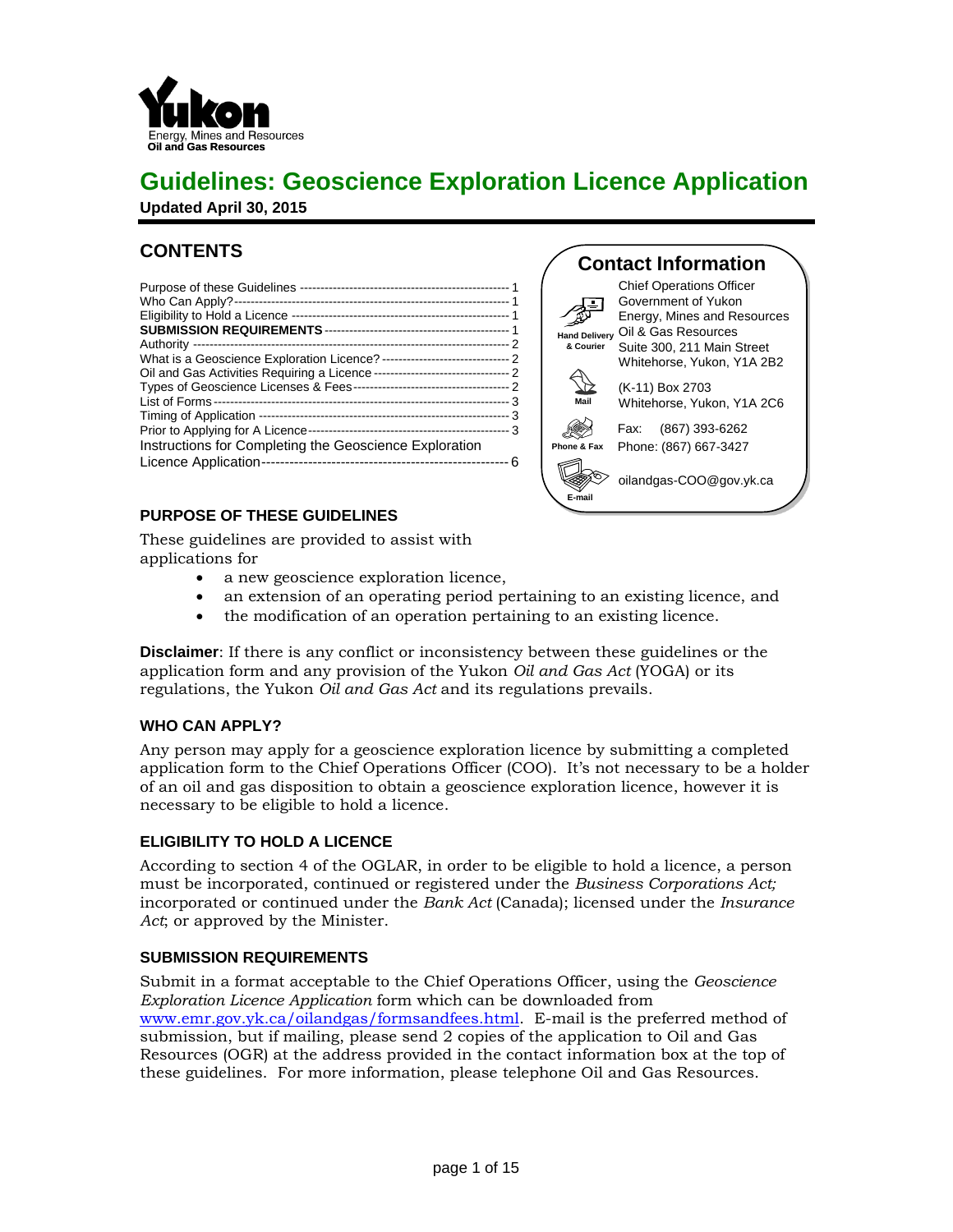Yukon
Energy, Mines and Resources
**Oil and Gas Resources**

# Guidelines: Geoscience Exploration Licence Application

**Updated April 30, 2015**

## CONTENTS

| | |
|---|---|
| Purpose of these Guidelines | 1 |
| Who Can Apply? | 1 |
| Eligibility to Hold a Licence | 1 |
| **SUBMISSION REQUIREMENTS** | 1 |
| Authority | 2 |
| What is a Geoscience Exploration Licence? | 2 |
| Oil and Gas Activities Requiring a Licence | 2 |
| Types of Geoscience Licenses & Fees | 2 |
| List of Forms | 3 |
| Timing of Application | 3 |
| Prior to Applying for A Licence | 3 |
| Instructions for Completing the Geoscience Exploration Licence Application | 6 |

## Contact Information

**Hand Delivery & Courier**
Chief Operations Officer
Government of Yukon
Energy, Mines and Resources
Oil & Gas Resources
Suite 300, 211 Main Street
Whitehorse, Yukon, Y1A 2B2

**Mail**
(K-11) Box 2703
Whitehorse, Yukon, Y1A 2C6

**Phone & Fax**
Fax: (867) 393-6262
Phone: (867) 667-3427

**E-mail**
oilandgas-COO@gov.yk.ca

## PURPOSE OF THESE GUIDELINES

These guidelines are provided to assist with applications for

- a new geoscience exploration licence,
- an extension of an operating period pertaining to an existing licence, and
- the modification of an operation pertaining to an existing licence.

**Disclaimer**: If there is any conflict or inconsistency between these guidelines or the application form and any provision of the Yukon *Oil and Gas Act* (YOGA) or its regulations, the Yukon *Oil and Gas Act* and its regulations prevails.

### WHO CAN APPLY?

Any person may apply for a geoscience exploration licence by submitting a completed application form to the Chief Operations Officer (COO). It's not necessary to be a holder of an oil and gas disposition to obtain a geoscience exploration licence, however it is necessary to be eligible to hold a licence.

### ELIGIBILITY TO HOLD A LICENCE

According to section 4 of the OGLAR, in order to be eligible to hold a licence, a person must be incorporated, continued or registered under the *Business Corporations Act;* incorporated or continued under the *Bank Act* (Canada); licensed under the *Insurance Act*; or approved by the Minister.

### SUBMISSION REQUIREMENTS

Submit in a format acceptable to the Chief Operations Officer, using the *Geoscience Exploration Licence Application* form which can be downloaded from www.emr.gov.yk.ca/oilandgas/formsandfees.html. E-mail is the preferred method of submission, but if mailing, please send 2 copies of the application to Oil and Gas Resources (OGR) at the address provided in the contact information box at the top of these guidelines. For more information, please telephone Oil and Gas Resources.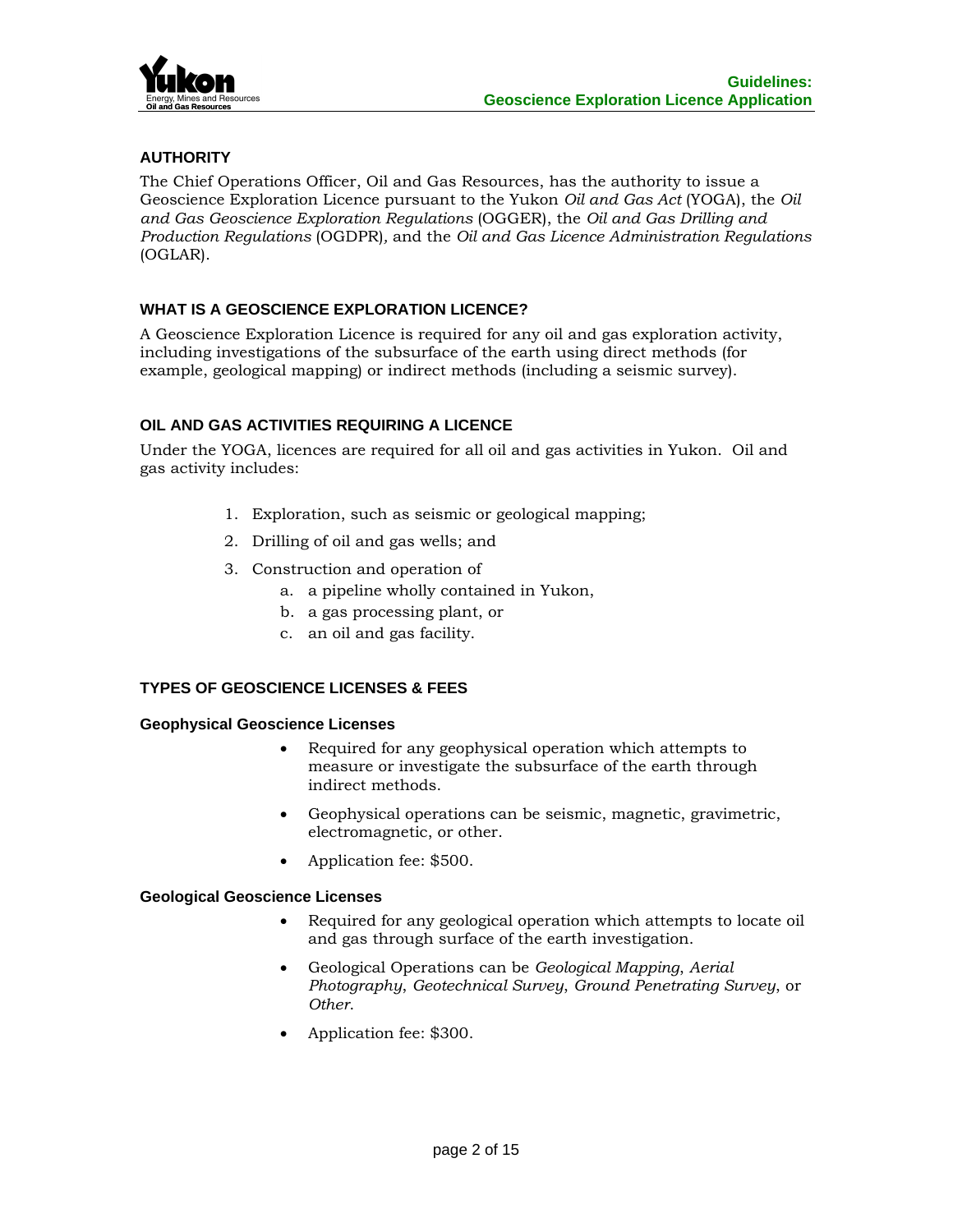## AUTHORITY

The Chief Operations Officer, Oil and Gas Resources, has the authority to issue a Geoscience Exploration Licence pursuant to the Yukon *Oil and Gas Act* (YOGA), the *Oil and Gas Geoscience Exploration Regulations* (OGGER), the *Oil and Gas Drilling and Production Regulations* (OGDPR), and the *Oil and Gas Licence Administration Regulations* (OGLAR).

## WHAT IS A GEOSCIENCE EXPLORATION LICENCE?

A Geoscience Exploration Licence is required for any oil and gas exploration activity, including investigations of the subsurface of the earth using direct methods (for example, geological mapping) or indirect methods (including a seismic survey).

## OIL AND GAS ACTIVITIES REQUIRING A LICENCE

Under the YOGA, licences are required for all oil and gas activities in Yukon. Oil and gas activity includes:

1. Exploration, such as seismic or geological mapping;
2. Drilling of oil and gas wells; and
3. Construction and operation of
   a. a pipeline wholly contained in Yukon,
   b. a gas processing plant, or
   c. an oil and gas facility.

## TYPES OF GEOSCIENCE LICENSES & FEES

### Geophysical Geoscience Licenses

- Required for any geophysical operation which attempts to measure or investigate the subsurface of the earth through indirect methods.
- Geophysical operations can be seismic, magnetic, gravimetric, electromagnetic, or other.
- Application fee: $500.

### Geological Geoscience Licenses

- Required for any geological operation which attempts to locate oil and gas through surface of the earth investigation.
- Geological Operations can be *Geological Mapping*, *Aerial Photography*, *Geotechnical Survey*, *Ground Penetrating Survey*, or *Other*.
- Application fee: $300.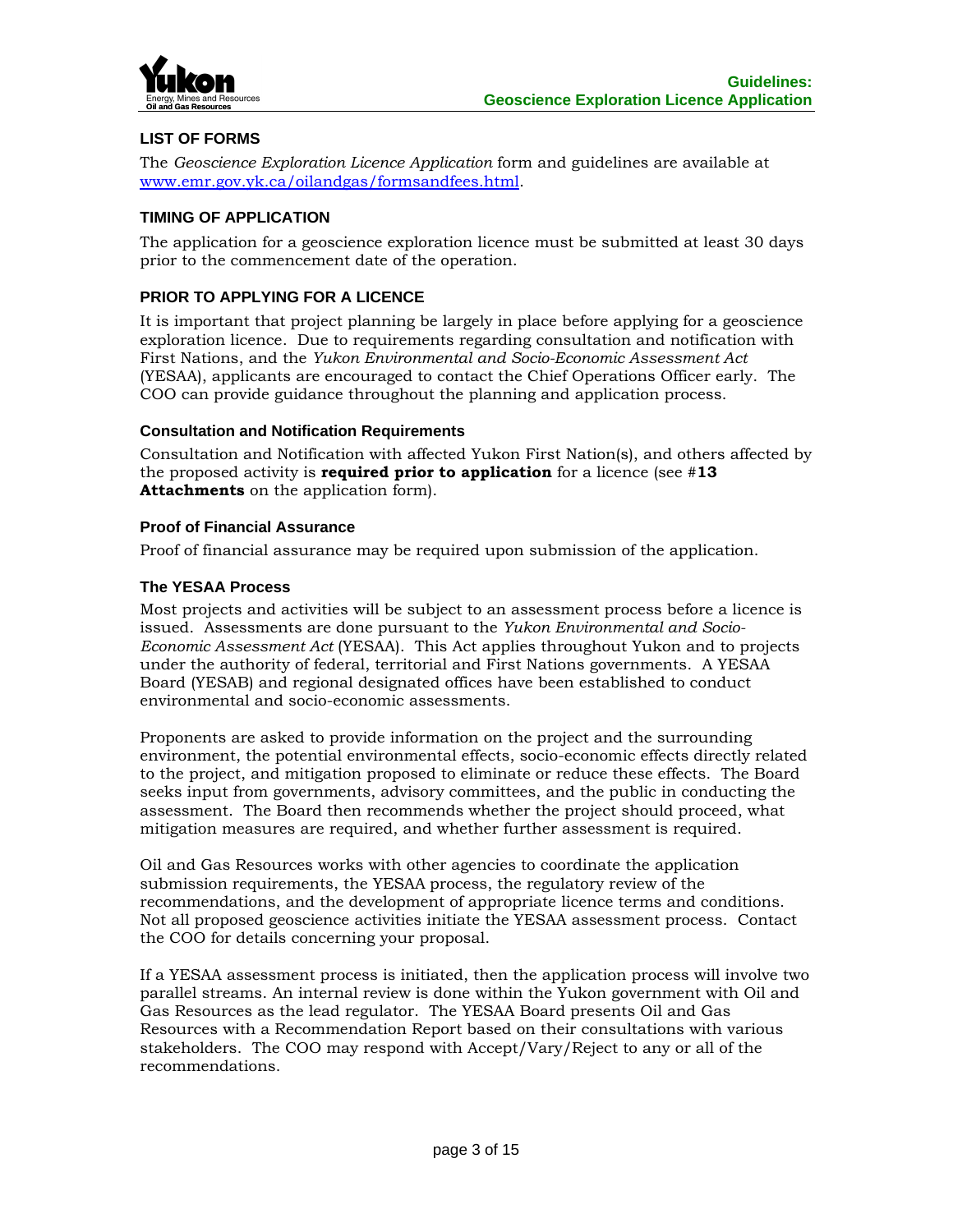## LIST OF FORMS

The *Geoscience Exploration Licence Application* form and guidelines are available at www.emr.gov.yk.ca/oilandgas/formsandfees.html.

## TIMING OF APPLICATION

The application for a geoscience exploration licence must be submitted at least 30 days prior to the commencement date of the operation.

## PRIOR TO APPLYING FOR A LICENCE

It is important that project planning be largely in place before applying for a geoscience exploration licence. Due to requirements regarding consultation and notification with First Nations, and the *Yukon Environmental and Socio-Economic Assessment Act* (YESAA), applicants are encouraged to contact the Chief Operations Officer early. The COO can provide guidance throughout the planning and application process.

### Consultation and Notification Requirements

Consultation and Notification with affected Yukon First Nation(s), and others affected by the proposed activity is **required prior to application** for a licence (see #**13 Attachments** on the application form).

### Proof of Financial Assurance

Proof of financial assurance may be required upon submission of the application.

### The YESAA Process

Most projects and activities will be subject to an assessment process before a licence is issued. Assessments are done pursuant to the *Yukon Environmental and Socio-Economic Assessment Act* (YESAA). This Act applies throughout Yukon and to projects under the authority of federal, territorial and First Nations governments. A YESAA Board (YESAB) and regional designated offices have been established to conduct environmental and socio-economic assessments.

Proponents are asked to provide information on the project and the surrounding environment, the potential environmental effects, socio-economic effects directly related to the project, and mitigation proposed to eliminate or reduce these effects. The Board seeks input from governments, advisory committees, and the public in conducting the assessment. The Board then recommends whether the project should proceed, what mitigation measures are required, and whether further assessment is required.

Oil and Gas Resources works with other agencies to coordinate the application submission requirements, the YESAA process, the regulatory review of the recommendations, and the development of appropriate licence terms and conditions. Not all proposed geoscience activities initiate the YESAA assessment process. Contact the COO for details concerning your proposal.

If a YESAA assessment process is initiated, then the application process will involve two parallel streams. An internal review is done within the Yukon government with Oil and Gas Resources as the lead regulator. The YESAA Board presents Oil and Gas Resources with a Recommendation Report based on their consultations with various stakeholders. The COO may respond with Accept/Vary/Reject to any or all of the recommendations.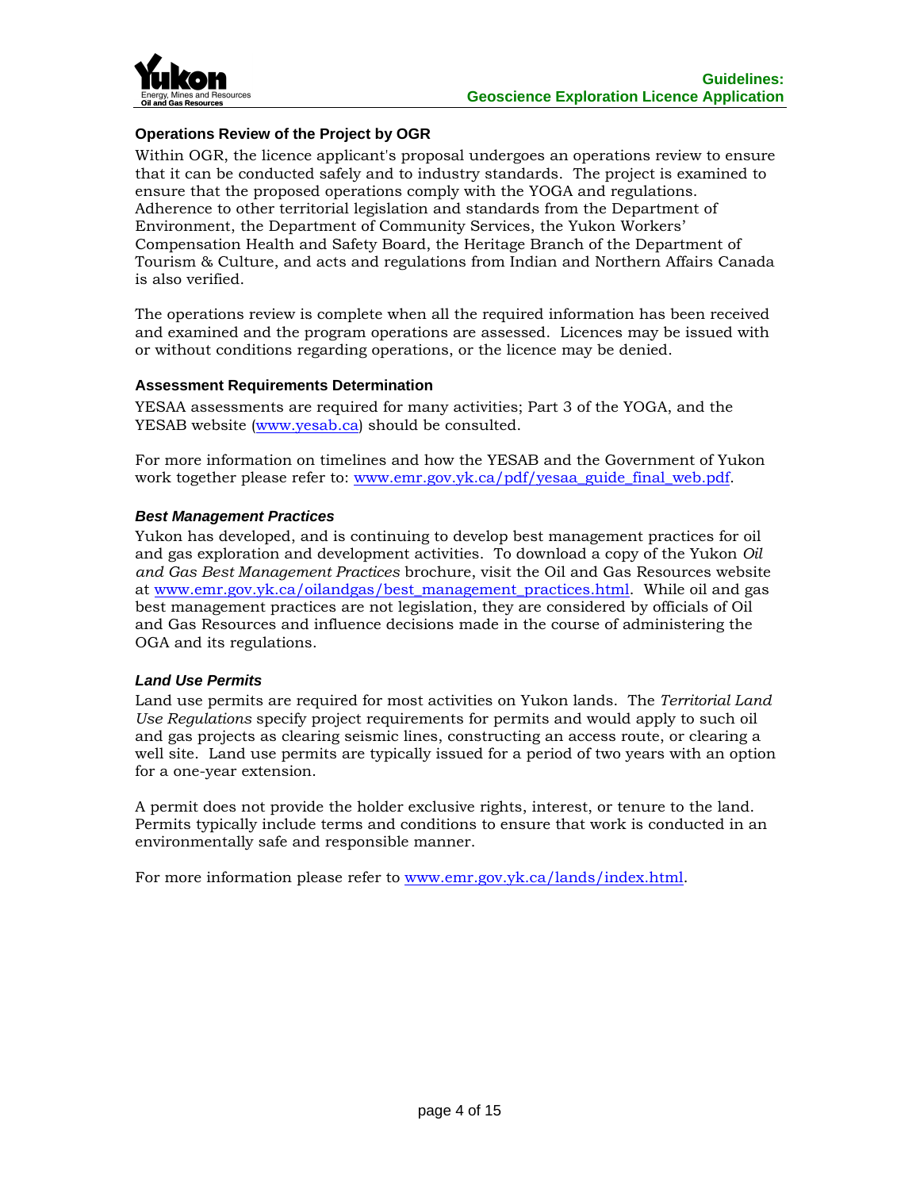### Operations Review of the Project by OGR

Within OGR, the licence applicant's proposal undergoes an operations review to ensure that it can be conducted safely and to industry standards. The project is examined to ensure that the proposed operations comply with the YOGA and regulations. Adherence to other territorial legislation and standards from the Department of Environment, the Department of Community Services, the Yukon Workers' Compensation Health and Safety Board, the Heritage Branch of the Department of Tourism & Culture, and acts and regulations from Indian and Northern Affairs Canada is also verified.

The operations review is complete when all the required information has been received and examined and the program operations are assessed. Licences may be issued with or without conditions regarding operations, or the licence may be denied.

### Assessment Requirements Determination

YESAA assessments are required for many activities; Part 3 of the YOGA, and the YESAB website (www.yesab.ca) should be consulted.

For more information on timelines and how the YESAB and the Government of Yukon work together please refer to: www.emr.gov.yk.ca/pdf/yesaa_guide_final_web.pdf.

#### *Best Management Practices*

Yukon has developed, and is continuing to develop best management practices for oil and gas exploration and development activities. To download a copy of the Yukon *Oil and Gas Best Management Practices* brochure, visit the Oil and Gas Resources website at www.emr.gov.yk.ca/oilandgas/best_management_practices.html. While oil and gas best management practices are not legislation, they are considered by officials of Oil and Gas Resources and influence decisions made in the course of administering the OGA and its regulations.

#### *Land Use Permits*

Land use permits are required for most activities on Yukon lands. The *Territorial Land Use Regulations* specify project requirements for permits and would apply to such oil and gas projects as clearing seismic lines, constructing an access route, or clearing a well site. Land use permits are typically issued for a period of two years with an option for a one-year extension.

A permit does not provide the holder exclusive rights, interest, or tenure to the land. Permits typically include terms and conditions to ensure that work is conducted in an environmentally safe and responsible manner.

For more information please refer to www.emr.gov.yk.ca/lands/index.html.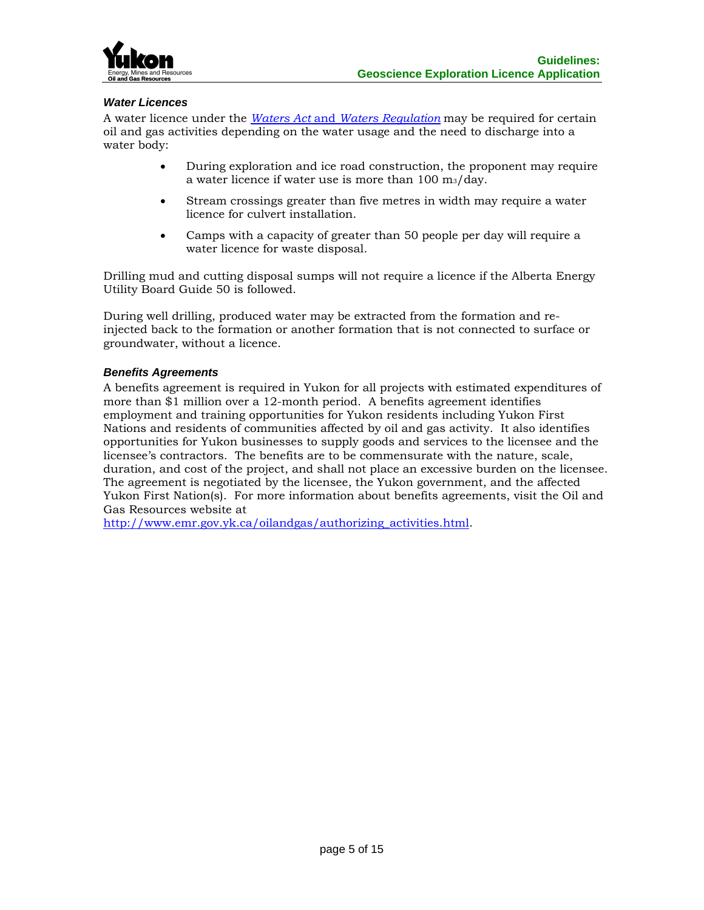### *Water Licences*

A water licence under the *Waters Act* and *Waters Regulation* may be required for certain oil and gas activities depending on the water usage and the need to discharge into a water body:

- During exploration and ice road construction, the proponent may require a water licence if water use is more than 100 $m^3$/day.
- Stream crossings greater than five metres in width may require a water licence for culvert installation.
- Camps with a capacity of greater than 50 people per day will require a water licence for waste disposal.

Drilling mud and cutting disposal sumps will not require a licence if the Alberta Energy Utility Board Guide 50 is followed.

During well drilling, produced water may be extracted from the formation and re-injected back to the formation or another formation that is not connected to surface or groundwater, without a licence.

### *Benefits Agreements*

A benefits agreement is required in Yukon for all projects with estimated expenditures of more than $1 million over a 12-month period. A benefits agreement identifies employment and training opportunities for Yukon residents including Yukon First Nations and residents of communities affected by oil and gas activity. It also identifies opportunities for Yukon businesses to supply goods and services to the licensee and the licensee's contractors. The benefits are to be commensurate with the nature, scale, duration, and cost of the project, and shall not place an excessive burden on the licensee. The agreement is negotiated by the licensee, the Yukon government, and the affected Yukon First Nation(s). For more information about benefits agreements, visit the Oil and Gas Resources website at http://www.emr.gov.yk.ca/oilandgas/authorizing_activities.html.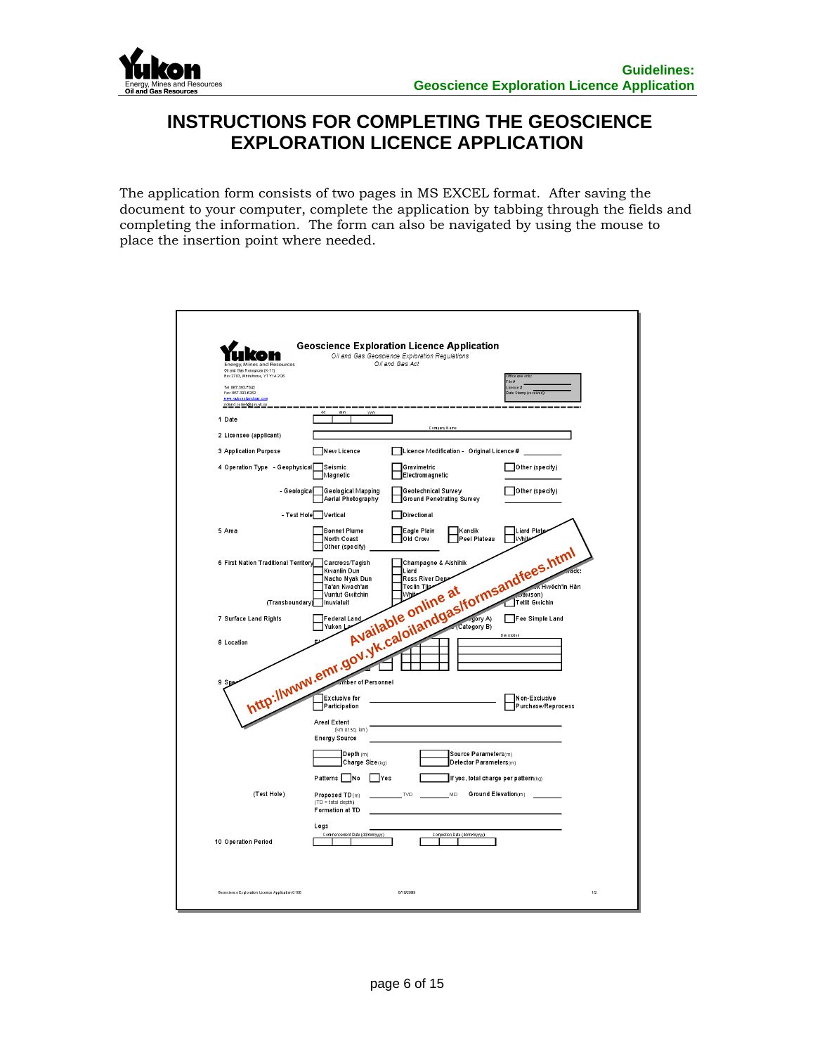# INSTRUCTIONS FOR COMPLETING THE GEOSCIENCE EXPLORATION LICENCE APPLICATION

The application form consists of two pages in MS EXCEL format. After saving the document to your computer, complete the application by tabbing through the fields and completing the information. The form can also be navigated by using the mouse to place the insertion point where needed.

**Geoscience Exploration Licence Application**

*Oil and Gas Geoscience Exploration Regulations*
*Oil and Gas Act*

Yukon Energy, Mines and Resources
Oil and Gas Resources (K-11)
Box 2703, Whitehorse, YT Y1A 2C6
Tel: 867-393-7042
Fax: 867-393-6262
www.yukonoilandgas.com
oilandgas@gov.yk.ca

Office use only:
File #
Licence #
Date Stamp (received):

1 Date (dd mm yyyy)

2 Licensee (applicant) — Company Name

3 Application Purpose — New Licence / Licence Modification - Original Licence #

4 Operation Type
- Geophysical — Seismic / Magnetic / Gravimetric / Electromagnetic / Other (specify)
- Geological — Geological Mapping / Aerial Photography / Geotechnical Survey / Ground Penetrating Survey / Other (specify)
- Test Hole — Vertical / Directional

5 Area — Bonnet Plume / North Coast / Other (specify) / Eagle Plain / Old Crow / Kandik / Peel Plateau / Liard Plate… / White…

6 First Nation Traditional Territory — Carcross/Tagish / Kwanlin Dun / Nacho Nyak Dun / Ta'an Kwach'an / Vuntut Gwitchin / Champagne & Aishihik / Liard / Ross River Dena… / Teslin Tlin… / Whit… / …rack… / …Hwëch'in Hän (Dawson) / Tetlit Gwichin
(Transboundary) — Inuvialuit

7 Surface Land Rights — Federal Land / Yukon L… / …gory A) / (Category B) / Fee Simple Land

8 Location — Description

9 Spe… — …mber of Personnel
Exclusive for Participation / Non-Exclusive Purchase/Reprocess
Areal Extent (km or sq. km)
Energy Source
Depth (m) / Charge Size (kg) / Source Parameters (m) / Detector Parameters (m)
Patterns — No / Yes — If yes, total charge per pattern (kg)

(Test Hole) — Proposed TD (m) (TD = total depth) ___ TVD ___ MD — Ground Elevation (m)
Formation at TD
Logs

10 Operation Period — Commencement Date (dd/mm/yyyy) / Completion Date (dd/mm/yyyy)

Geoscience Exploration Licence Application 0106 — 6/18/2009 — 1/2

Available online at http://www.emr.gov.yk.ca/oilandgas/formsandfees.html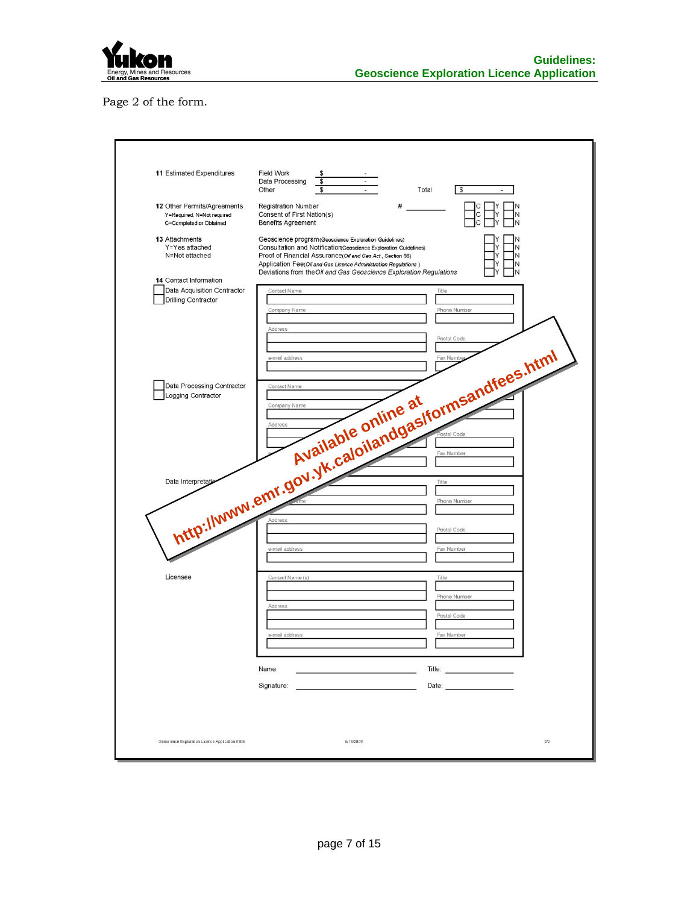Page 2 of the form.

**11** Estimated Expenditures

| | |
|---|---|
| Field Work | $ - |
| Data Processing | $ - |
| Other | $ - |
| Total | $ - |

**12** Other Permits/Agreements
Y=Required, N=Not required
C=Completed or Obtained

| | | | | |
|---|---|---|---|---|
| Registration Number | # ________ | C | Y | N |
| Consent of First Nation(s) | | C | Y | N |
| Benefits Agreement | | C | Y | N |

**13** Attachments
Y=Yes attached
N=Not attached

| | | |
|---|---|---|
| Geoscience program (Geoscience Exploration Guidelines) | Y | N |
| Consultation and Notification (Geoscience Exploration Guidelines) | Y | N |
| Proof of Financial Assurance (*Oil and Gas Act*, Section 66) | Y | N |
| Application Fee (*Oil and Gas Licence Administration Regulations*) | Y | N |
| Deviations from the *Oil and Gas Geoscience Exploration Regulations* | Y | N |

**14** Contact Information

☐ Data Acquisition Contractor
☐ Drilling Contractor

Contact Name | Title
Company Name | Phone Number
Address | Postal Code
e-mail address | Fax Number

☐ Data Processing Contractor
☐ Logging Contractor

Contact Name | Title
Company Name | Phone Number
Address | Postal Code
e-mail address | Fax Number

Data Interpretation

Contact Name | Title
Company Name | Phone Number
Address | Postal Code
e-mail address | Fax Number

Licensee

Contact Name (s) | Title
Phone Number
Address | Postal Code
e-mail address | Fax Number

Name: ____________________ Title: ____________

Signature: ____________________ Date: ____________

**Available online at http://www.emr.gov.yk.ca/oilandgas/formsandfees.html**

Geoscience Exploration Licence Application 0106 | 6/18/2009 | 2/2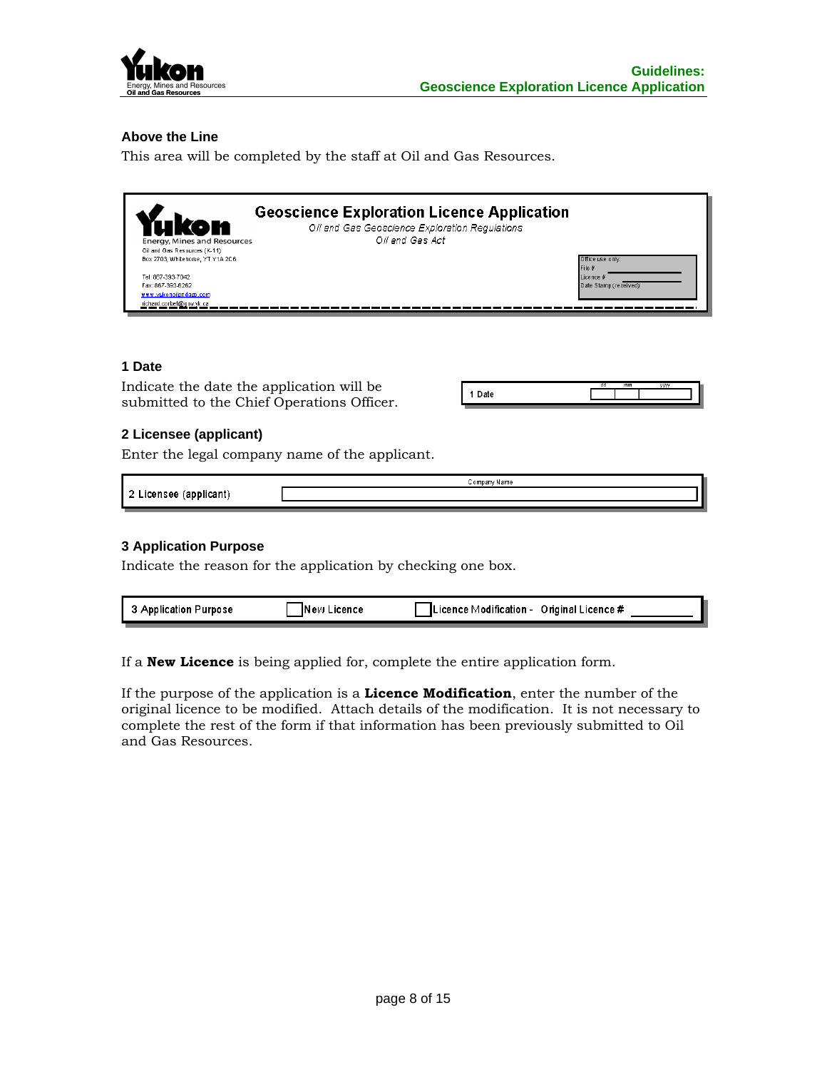### Above the Line

This area will be completed by the staff at Oil and Gas Resources.

**Geoscience Exploration Licence Application**

*Oil and Gas Geoscience Exploration Regulations*
*Oil and Gas Act*

Energy, Mines and Resources
Oil and Gas Resources (K-11)
Box 2703, Whitehorse, YT Y1A 2C6

Tel: 867-393-7042
Fax: 867-393-6262
www.yukonoilandgas.com
richard.corbet@gov.yk.ca

Office use only:
File #
Licence #
Date Stamp (received)

### 1 Date

Indicate the date the application will be submitted to the Chief Operations Officer.

| 1 Date | dd | mm | yyyy |
|---|---|---|---|

### 2 Licensee (applicant)

Enter the legal company name of the applicant.

| 2 Licensee (applicant) | Company Name |
|---|---|

### 3 Application Purpose

Indicate the reason for the application by checking one box.

| 3 Application Purpose | ☐ New Licence | ☐ Licence Modification - Original Licence # ________ |
|---|---|---|

If a **New Licence** is being applied for, complete the entire application form.

If the purpose of the application is a **Licence Modification**, enter the number of the original licence to be modified. Attach details of the modification. It is not necessary to complete the rest of the form if that information has been previously submitted to Oil and Gas Resources.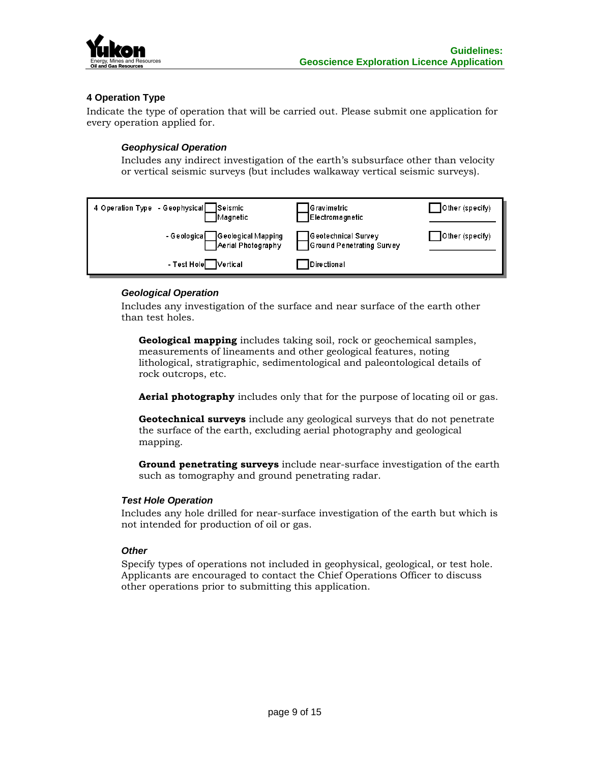## 4 Operation Type

Indicate the type of operation that will be carried out. Please submit one application for every operation applied for.

### *Geophysical Operation*

Includes any indirect investigation of the earth's subsurface other than velocity or vertical seismic surveys (but includes walkaway vertical seismic surveys).

| 4 Operation Type | | | |
|---|---|---|---|
| - Geophysical | ☐ Seismic<br>☐ Magnetic | ☐ Gravimetric<br>☐ Electromagnetic | ☐ Other (specify) ______ |
| - Geological | ☐ Geological Mapping<br>☐ Aerial Photography | ☐ Geotechnical Survey<br>☐ Ground Penetrating Survey | ☐ Other (specify) ______ |
| - Test Hole | ☐ Vertical | ☐ Directional | |

### *Geological Operation*

Includes any investigation of the surface and near surface of the earth other than test holes.

**Geological mapping** includes taking soil, rock or geochemical samples, measurements of lineaments and other geological features, noting lithological, stratigraphic, sedimentological and paleontological details of rock outcrops, etc.

**Aerial photography** includes only that for the purpose of locating oil or gas.

**Geotechnical surveys** include any geological surveys that do not penetrate the surface of the earth, excluding aerial photography and geological mapping.

**Ground penetrating surveys** include near-surface investigation of the earth such as tomography and ground penetrating radar.

### *Test Hole Operation*

Includes any hole drilled for near-surface investigation of the earth but which is not intended for production of oil or gas.

### *Other*

Specify types of operations not included in geophysical, geological, or test hole. Applicants are encouraged to contact the Chief Operations Officer to discuss other operations prior to submitting this application.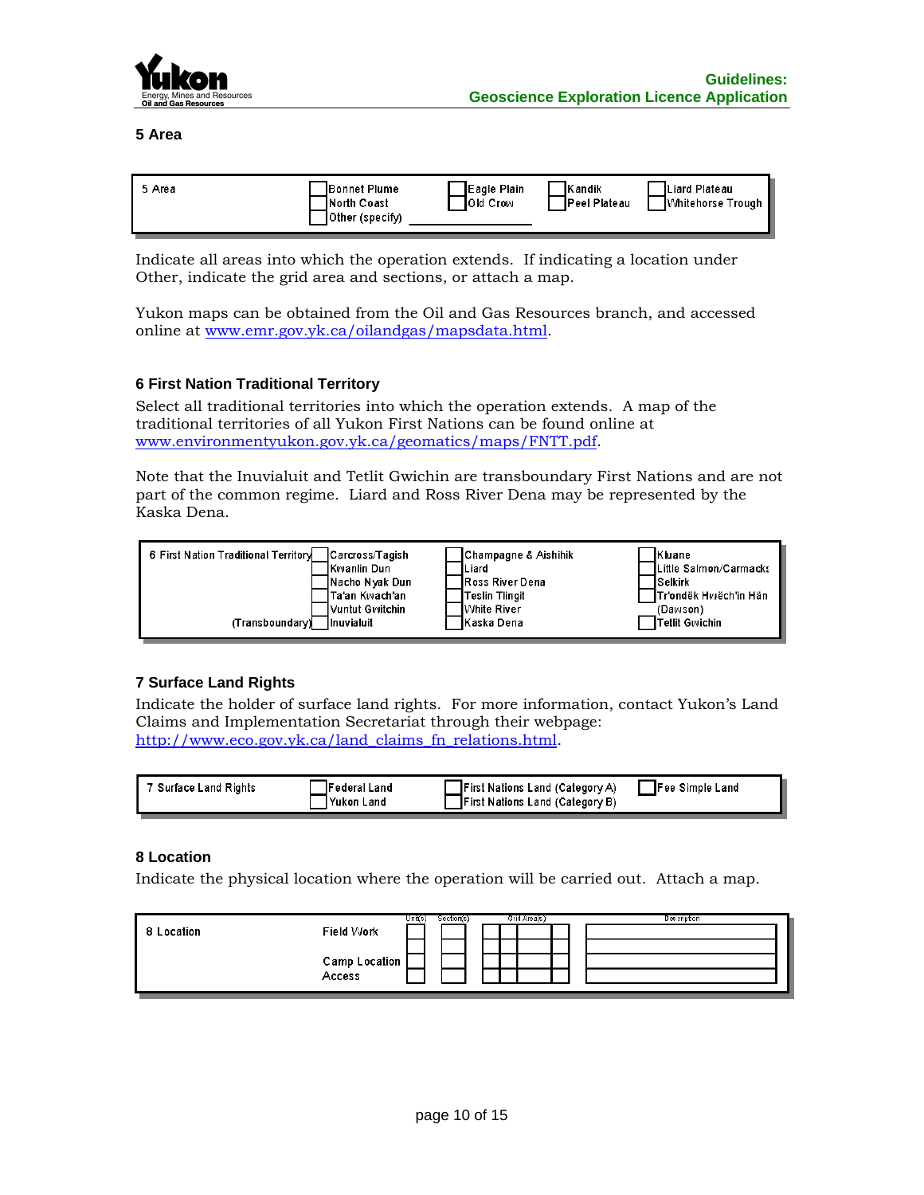### 5 Area

| 5 Area | ☐ Bonnet Plume | ☐ Eagle Plain | ☐ Kandik | ☐ Liard Plateau |
|---|---|---|---|---|
| | ☐ North Coast | ☐ Old Crow | ☐ Peel Plateau | ☐ Whitehorse Trough |
| | ☐ Other (specify) ________ | | | |

Indicate all areas into which the operation extends. If indicating a location under Other, indicate the grid area and sections, or attach a map.

Yukon maps can be obtained from the Oil and Gas Resources branch, and accessed online at www.emr.gov.yk.ca/oilandgas/mapsdata.html.

### 6 First Nation Traditional Territory

Select all traditional territories into which the operation extends. A map of the traditional territories of all Yukon First Nations can be found online at www.environmentyukon.gov.yk.ca/geomatics/maps/FNTT.pdf.

Note that the Inuvialuit and Tetlit Gwichin are transboundary First Nations and are not part of the common regime. Liard and Ross River Dena may be represented by the Kaska Dena.

| 6 First Nation Traditional Territory | ☐ Carcross/Tagish | ☐ Champagne & Aishihik | ☐ Kluane |
|---|---|---|---|
| | ☐ Kwanlin Dun | ☐ Liard | ☐ Little Salmon/Carmacks |
| | ☐ Nacho Nyak Dun | ☐ Ross River Dena | ☐ Selkirk |
| | ☐ Ta'an Kwach'an | ☐ Teslin Tlingit | ☐ Tr'ondëk Hwëch'in Hän (Dawson) |
| | ☐ Vuntut Gwitchin | ☐ White River | |
| (Transboundary) | ☐ Inuvialuit | ☐ Kaska Dena | ☐ Tetlit Gwichin |

### 7 Surface Land Rights

Indicate the holder of surface land rights. For more information, contact Yukon's Land Claims and Implementation Secretariat through their webpage: http://www.eco.gov.yk.ca/land_claims_fn_relations.html.

| 7 Surface Land Rights | ☐ Federal Land | ☐ First Nations Land (Category A) | ☐ Fee Simple Land |
|---|---|---|---|
| | ☐ Yukon Land | ☐ First Nations Land (Category B) | |

### 8 Location

Indicate the physical location where the operation will be carried out. Attach a map.

| 8 Location | | Unit(s) | Section(s) | Grid Area(s) | Description |
|---|---|---|---|---|---|
| | Field Work | | | | |
| | Camp Location | | | | |
| | Access | | | | |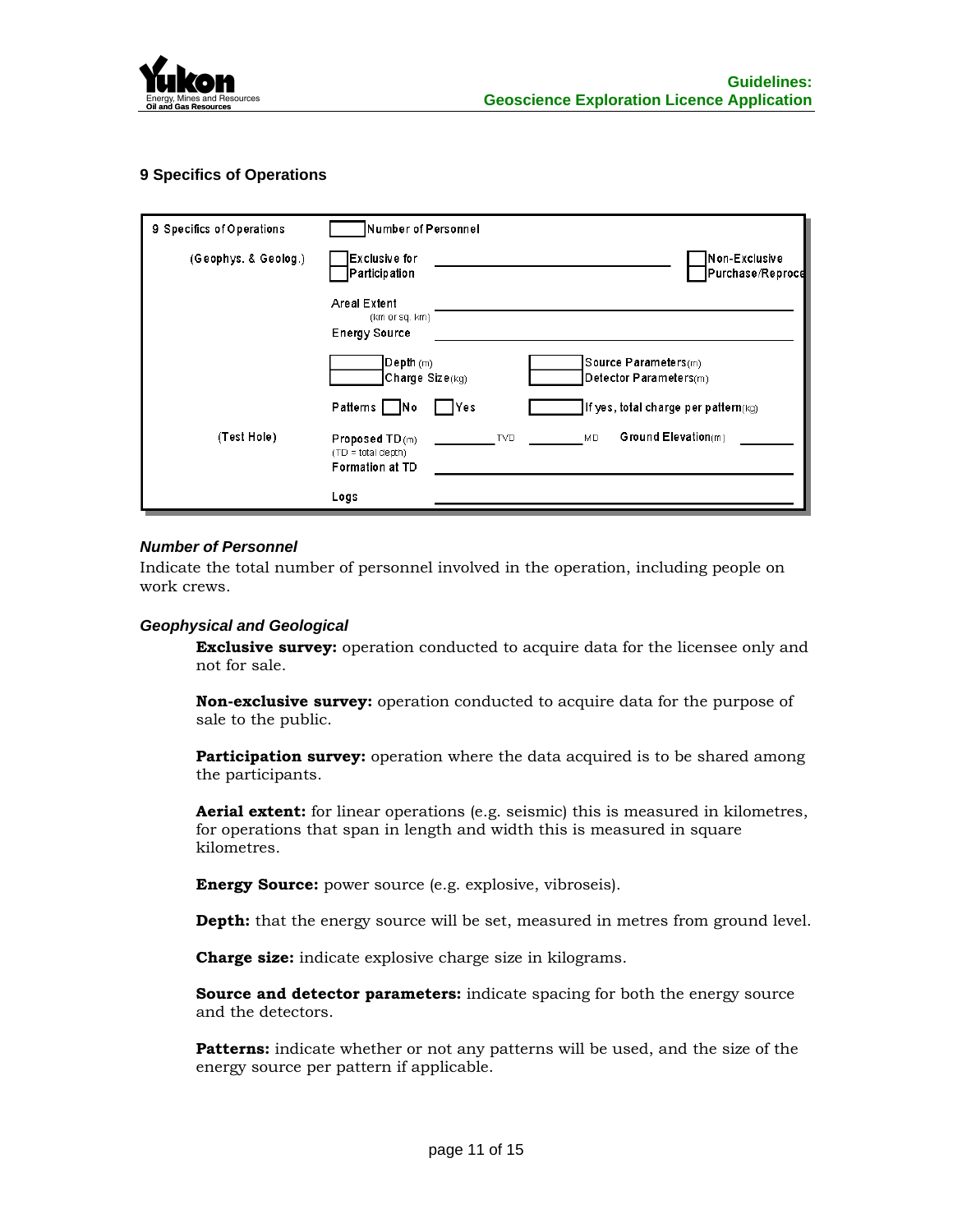## 9 Specifics of Operations

| 9 Specifics of Operations | | | | |
|---|---|---|---|---|
| | Number of Personnel | | | |
| (Geophys. & Geolog.) | Exclusive for Participation | | | Non-Exclusive Purchase/Reproce |
| | Areal Extent (km or sq. km) | | | |
| | Energy Source | | | |
| | Depth (m) | | Source Parameters(m) | |
| | Charge Size(kg) | | Detector Parameters(m) | |
| | Patterns No | Yes | If yes, total charge per pattern(kg) | |
| (Test Hole) | Proposed TD(m) (TD = total depth) | TVD | MD | Ground Elevation(m) |
| | Formation at TD | | | |
| | Logs | | | |

#### *Number of Personnel*

Indicate the total number of personnel involved in the operation, including people on work crews.

#### *Geophysical and Geological*

**Exclusive survey:** operation conducted to acquire data for the licensee only and not for sale.

**Non-exclusive survey:** operation conducted to acquire data for the purpose of sale to the public.

**Participation survey:** operation where the data acquired is to be shared among the participants.

**Aerial extent:** for linear operations (e.g. seismic) this is measured in kilometres, for operations that span in length and width this is measured in square kilometres.

**Energy Source:** power source (e.g. explosive, vibroseis).

**Depth:** that the energy source will be set, measured in metres from ground level.

**Charge size:** indicate explosive charge size in kilograms.

**Source and detector parameters:** indicate spacing for both the energy source and the detectors.

**Patterns:** indicate whether or not any patterns will be used, and the size of the energy source per pattern if applicable.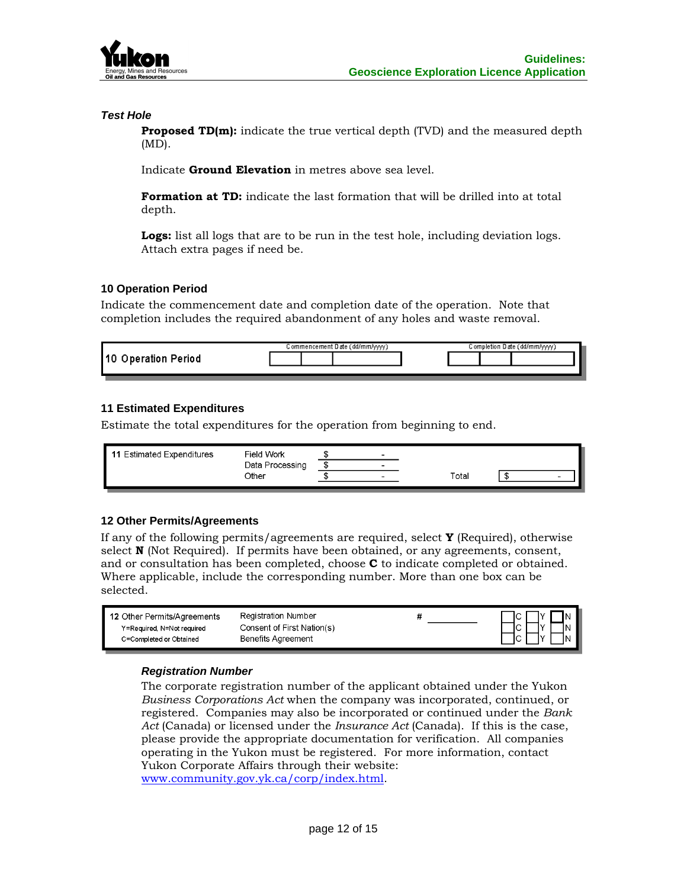### *Test Hole*

**Proposed TD(m):** indicate the true vertical depth (TVD) and the measured depth (MD).

Indicate **Ground Elevation** in metres above sea level.

**Formation at TD:** indicate the last formation that will be drilled into at total depth.

**Logs:** list all logs that are to be run in the test hole, including deviation logs. Attach extra pages if need be.

## 10 Operation Period

Indicate the commencement date and completion date of the operation. Note that completion includes the required abandonment of any holes and waste removal.

| 10 Operation Period | Commencement Date (dd/mm/yyyy) | Completion Date (dd/mm/yyyy) |
|---|---|---|
| | | |

## 11 Estimated Expenditures

Estimate the total expenditures for the operation from beginning to end.

| 11 Estimated Expenditures | | | | |
|---|---|---|---|---|
| | Field Work | $ - | | |
| | Data Processing | $ - | | |
| | Other | $ - | Total | $ - |

## 12 Other Permits/Agreements

If any of the following permits/agreements are required, select **Y** (Required), otherwise select **N** (Not Required). If permits have been obtained, or any agreements, consent, and or consultation has been completed, choose **C** to indicate completed or obtained. Where applicable, include the corresponding number. More than one box can be selected.

| 12 Other Permits/Agreements<br>Y=Required, N=Not required<br>C=Completed or Obtained | | | |
|---|---|---|---|
| | Registration Number | # ________ | ☐C ☐Y ☐N |
| | Consent of First Nation(s) | | ☐C ☐Y ☐N |
| | Benefits Agreement | | ☐C ☐Y ☐N |

### *Registration Number*

The corporate registration number of the applicant obtained under the Yukon *Business Corporations Act* when the company was incorporated, continued, or registered. Companies may also be incorporated or continued under the *Bank Act* (Canada) or licensed under the *Insurance Act* (Canada). If this is the case, please provide the appropriate documentation for verification. All companies operating in the Yukon must be registered. For more information, contact Yukon Corporate Affairs through their website: www.community.gov.yk.ca/corp/index.html.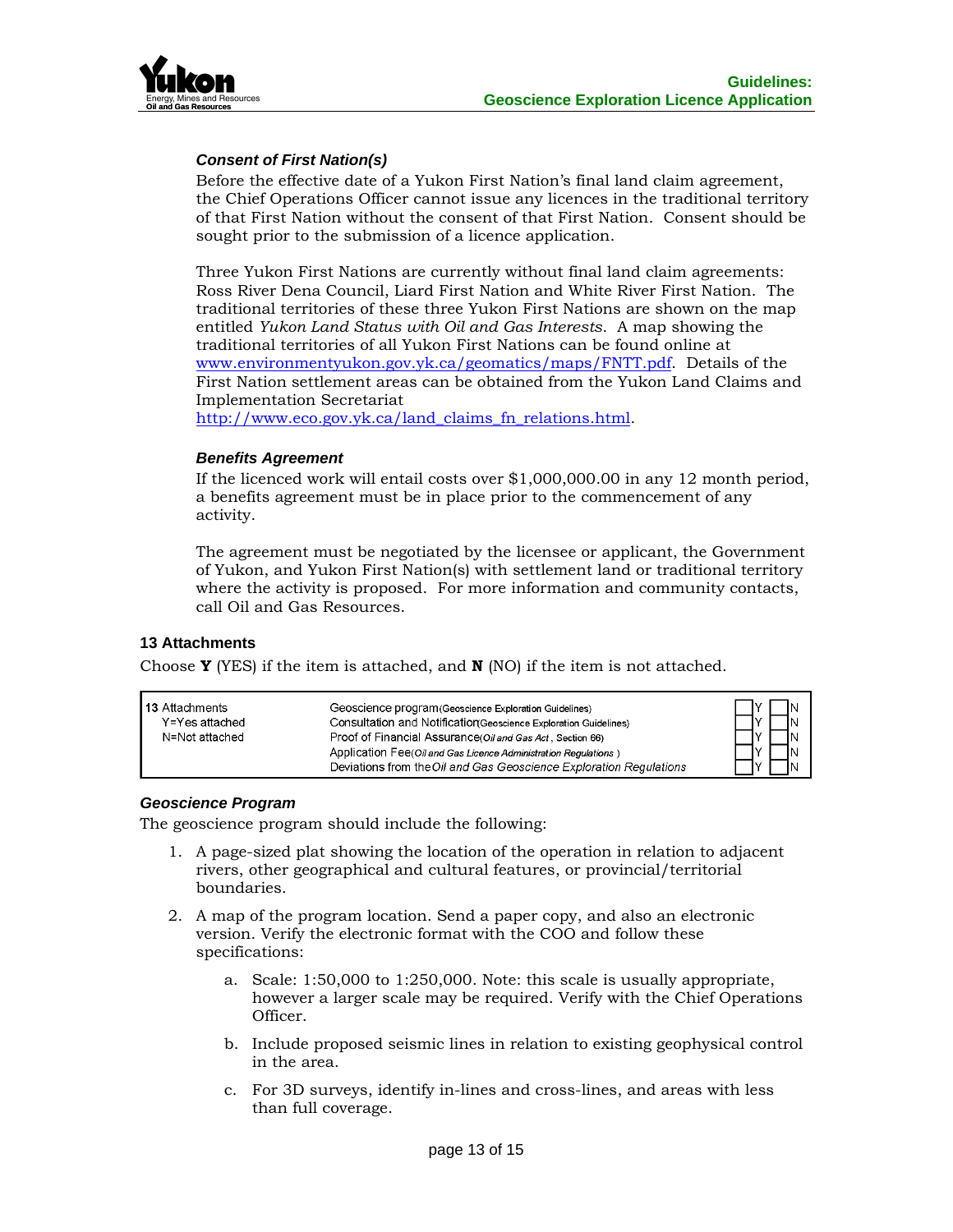### *Consent of First Nation(s)*

Before the effective date of a Yukon First Nation's final land claim agreement, the Chief Operations Officer cannot issue any licences in the traditional territory of that First Nation without the consent of that First Nation. Consent should be sought prior to the submission of a licence application.

Three Yukon First Nations are currently without final land claim agreements: Ross River Dena Council, Liard First Nation and White River First Nation. The traditional territories of these three Yukon First Nations are shown on the map entitled *Yukon Land Status with Oil and Gas Interests*. A map showing the traditional territories of all Yukon First Nations can be found online at www.environmentyukon.gov.yk.ca/geomatics/maps/FNTT.pdf. Details of the First Nation settlement areas can be obtained from the Yukon Land Claims and Implementation Secretariat http://www.eco.gov.yk.ca/land_claims_fn_relations.html.

### *Benefits Agreement*

If the licenced work will entail costs over $1,000,000.00 in any 12 month period, a benefits agreement must be in place prior to the commencement of any activity.

The agreement must be negotiated by the licensee or applicant, the Government of Yukon, and Yukon First Nation(s) with settlement land or traditional territory where the activity is proposed. For more information and community contacts, call Oil and Gas Resources.

## 13 Attachments

Choose **Y** (YES) if the item is attached, and **N** (NO) if the item is not attached.

| 13 Attachments Y=Yes attached N=Not attached | Item | Y | N |
|---|---|---|---|
| | Geoscience program (Geoscience Exploration Guidelines) | ☐ Y | ☐ N |
| | Consultation and Notification (Geoscience Exploration Guidelines) | ☐ Y | ☐ N |
| | Proof of Financial Assurance (*Oil and Gas Act*, Section 66) | ☐ Y | ☐ N |
| | Application Fee (*Oil and Gas Licence Administration Regulations*) | ☐ Y | ☐ N |
| | Deviations from the *Oil and Gas Geoscience Exploration Regulations* | ☐ Y | ☐ N |

### *Geoscience Program*

The geoscience program should include the following:

1. A page-sized plat showing the location of the operation in relation to adjacent rivers, other geographical and cultural features, or provincial/territorial boundaries.
2. A map of the program location. Send a paper copy, and also an electronic version. Verify the electronic format with the COO and follow these specifications:
   a. Scale: 1:50,000 to 1:250,000. Note: this scale is usually appropriate, however a larger scale may be required. Verify with the Chief Operations Officer.
   b. Include proposed seismic lines in relation to existing geophysical control in the area.
   c. For 3D surveys, identify in-lines and cross-lines, and areas with less than full coverage.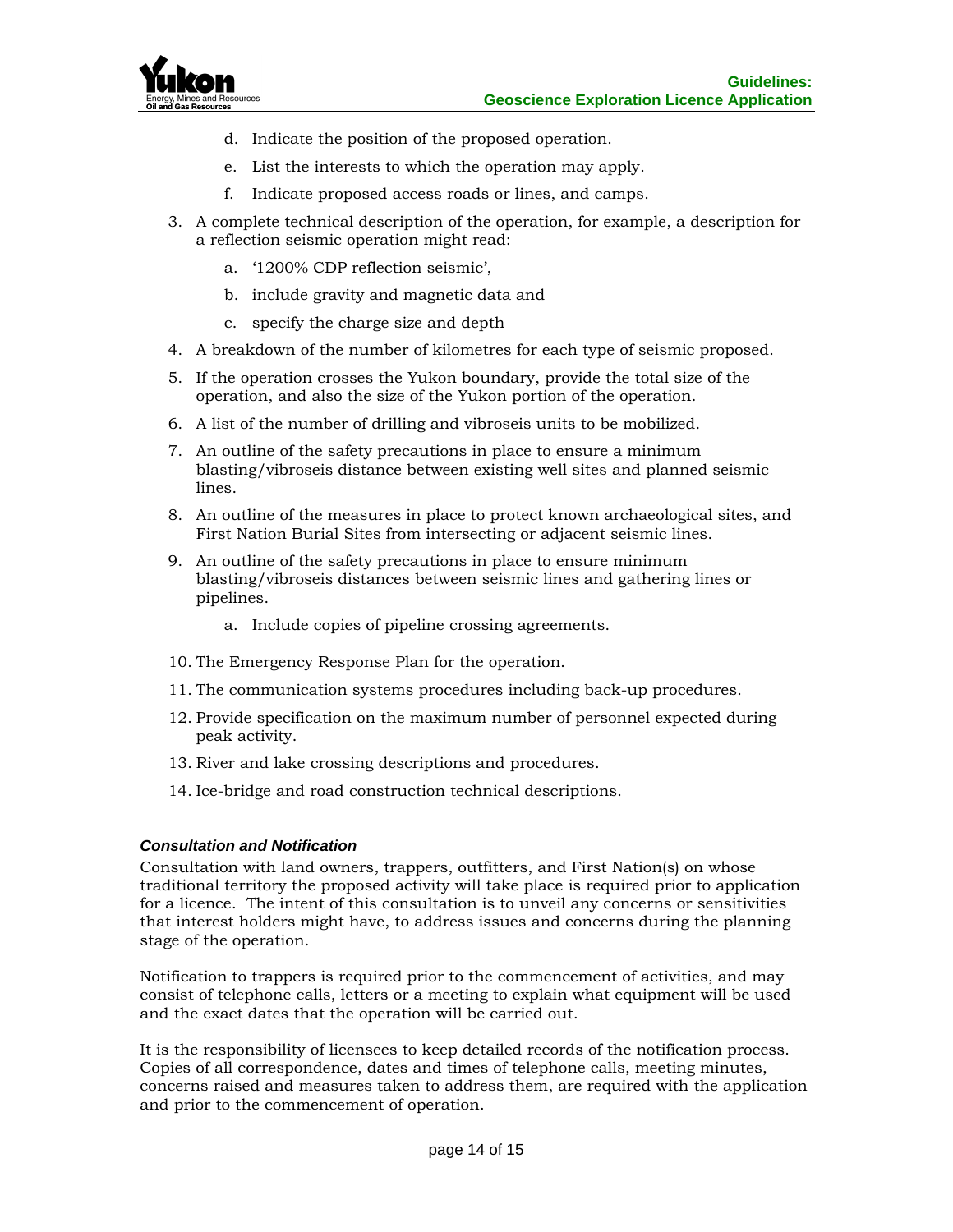d. Indicate the position of the proposed operation.

   e. List the interests to which the operation may apply.

   f. Indicate proposed access roads or lines, and camps.

3. A complete technical description of the operation, for example, a description for a reflection seismic operation might read:

   a. '1200% CDP reflection seismic',

   b. include gravity and magnetic data and

   c. specify the charge size and depth

4. A breakdown of the number of kilometres for each type of seismic proposed.

5. If the operation crosses the Yukon boundary, provide the total size of the operation, and also the size of the Yukon portion of the operation.

6. A list of the number of drilling and vibroseis units to be mobilized.

7. An outline of the safety precautions in place to ensure a minimum blasting/vibroseis distance between existing well sites and planned seismic lines.

8. An outline of the measures in place to protect known archaeological sites, and First Nation Burial Sites from intersecting or adjacent seismic lines.

9. An outline of the safety precautions in place to ensure minimum blasting/vibroseis distances between seismic lines and gathering lines or pipelines.

   a. Include copies of pipeline crossing agreements.

10. The Emergency Response Plan for the operation.

11. The communication systems procedures including back-up procedures.

12. Provide specification on the maximum number of personnel expected during peak activity.

13. River and lake crossing descriptions and procedures.

14. Ice-bridge and road construction technical descriptions.

#### *Consultation and Notification*

Consultation with land owners, trappers, outfitters, and First Nation(s) on whose traditional territory the proposed activity will take place is required prior to application for a licence. The intent of this consultation is to unveil any concerns or sensitivities that interest holders might have, to address issues and concerns during the planning stage of the operation.

Notification to trappers is required prior to the commencement of activities, and may consist of telephone calls, letters or a meeting to explain what equipment will be used and the exact dates that the operation will be carried out.

It is the responsibility of licensees to keep detailed records of the notification process. Copies of all correspondence, dates and times of telephone calls, meeting minutes, concerns raised and measures taken to address them, are required with the application and prior to the commencement of operation.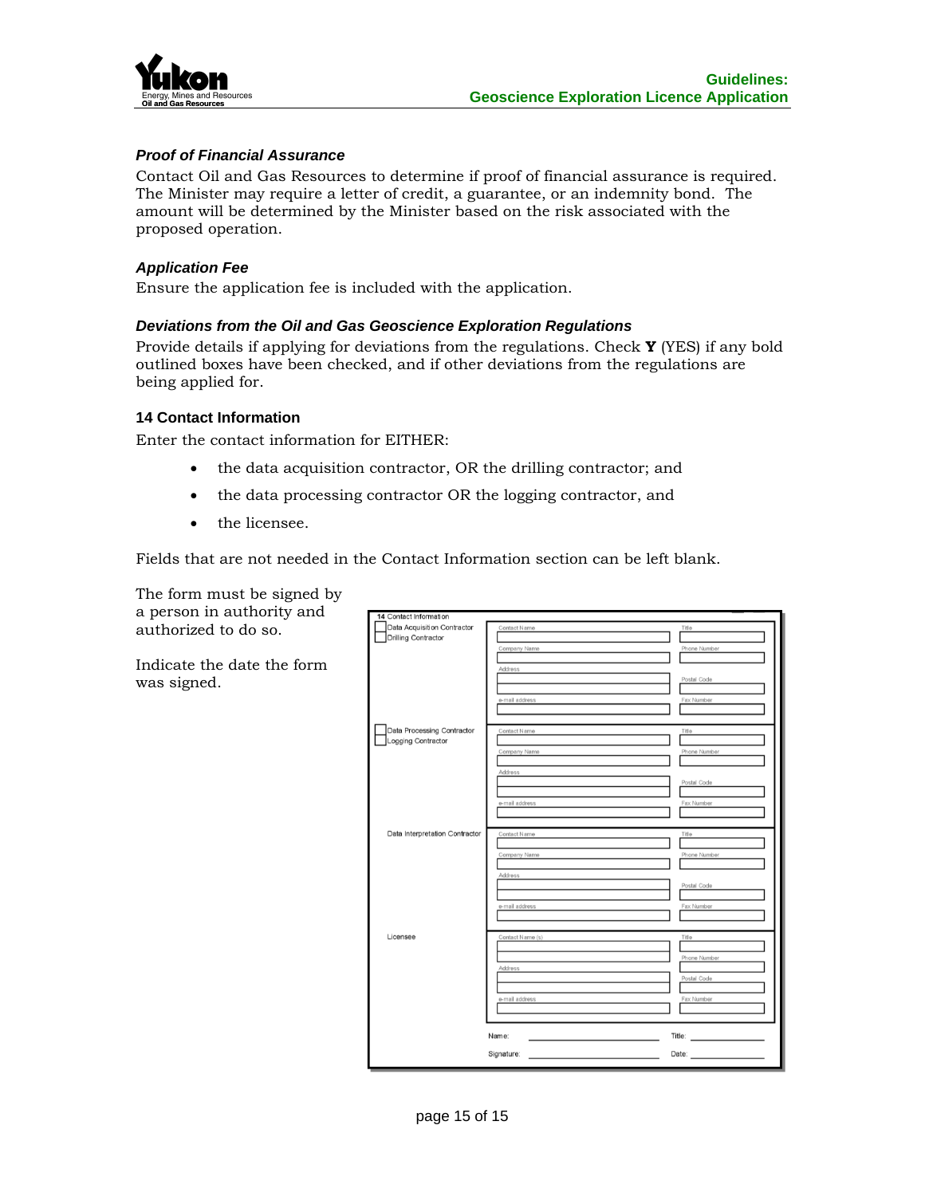### *Proof of Financial Assurance*

Contact Oil and Gas Resources to determine if proof of financial assurance is required. The Minister may require a letter of credit, a guarantee, or an indemnity bond. The amount will be determined by the Minister based on the risk associated with the proposed operation.

### *Application Fee*

Ensure the application fee is included with the application.

### *Deviations from the Oil and Gas Geoscience Exploration Regulations*

Provide details if applying for deviations from the regulations. Check **Y** (YES) if any bold outlined boxes have been checked, and if other deviations from the regulations are being applied for.

### 14 Contact Information

Enter the contact information for EITHER:

- the data acquisition contractor, OR the drilling contractor; and
- the data processing contractor OR the logging contractor, and
- the licensee.

Fields that are not needed in the Contact Information section can be left blank.

The form must be signed by a person in authority and authorized to do so.

Indicate the date the form was signed.

14 Contact Information

☐ Data Acquisition Contractor
☐ Drilling Contractor
Contact Name | Title
Company Name | Phone Number
Address | Postal Code
e-mail address | Fax Number

☐ Data Processing Contractor
☐ Logging Contractor
Contact Name | Title
Company Name | Phone Number
Address | Postal Code
e-mail address | Fax Number

Data Interpretation Contractor
Contact Name | Title
Company Name | Phone Number
Address | Postal Code
e-mail address | Fax Number

Licensee
Contact Name (s) | Title
Phone Number
Address | Postal Code
e-mail address | Fax Number

Name: ____________ Title: ____________

Signature: ____________ Date: ____________